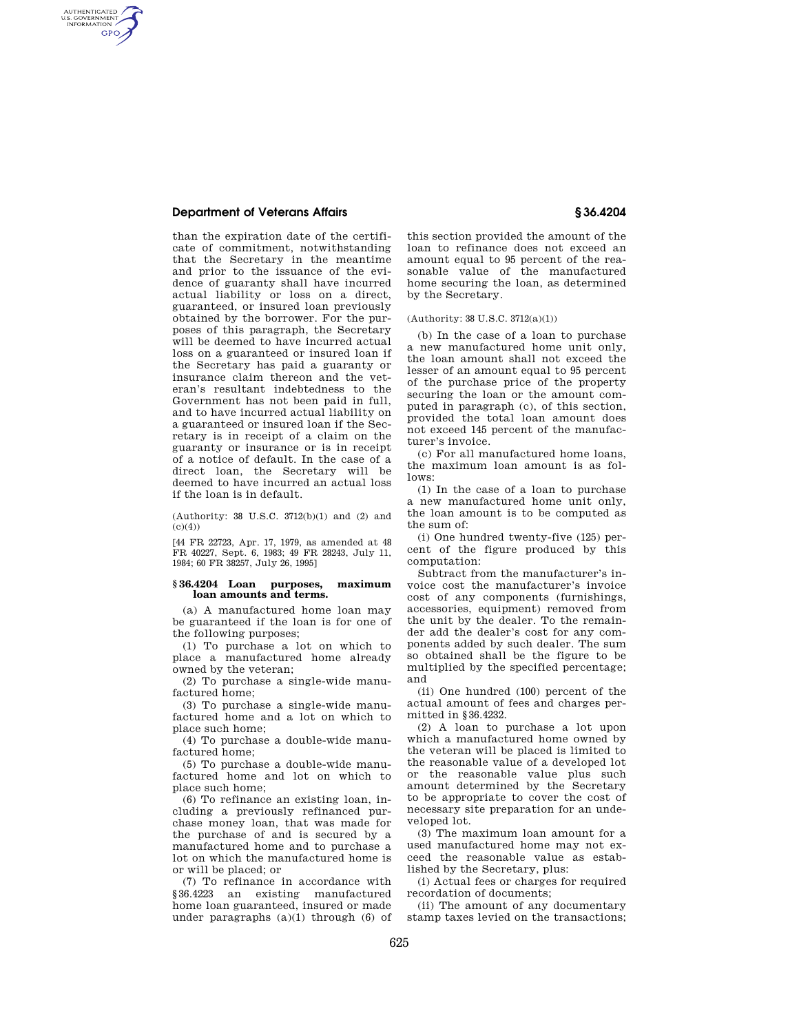than the expiration date of the certificate of commitment, notwithstanding that the Secretary in the meantime and prior to the issuance of the evidence of guaranty shall have incurred actual liability or loss on a direct, guaranteed, or insured loan previously obtained by the borrower. For the purposes of this paragraph, the Secretary will be deemed to have incurred actual loss on a guaranteed or insured loan if the Secretary has paid a guaranty or insurance claim thereon and the veteran's resultant indebtedness to the Government has not been paid in full, and to have incurred actual liability on a guaranteed or insured loan if the Secretary is in receipt of a claim on the guaranty or insurance or is in receipt of a notice of default. In the case of a direct loan, the Secretary will be deemed to have incurred an actual loss if the loan is in default.

(Authority: 38 U.S.C. 3712(b)(1) and (2) and (c)(4))

[44 FR 22723, Apr. 17, 1979, as amended at 48 FR 40227, Sept. 6, 1983; 49 FR 28243, July 11, 1984; 60 FR 38257, July 26, 1995]

### § 36.4204 Loan purposes, maximum loan amounts and terms.

(a) A manufactured home loan may be guaranteed if the loan is for one of the following purposes;

(1) To purchase a lot on which to place a manufactured home already owned by the veteran;

(2) To purchase a single-wide manufactured home;

(3) To purchase a single-wide manufactured home and a lot on which to place such home;

(4) To purchase a double-wide manufactured home;

(5) To purchase a double-wide manufactured home and lot on which to place such home;

(6) To refinance an existing loan, including a previously refinanced purchase money loan, that was made for the purchase of and is secured by a manufactured home and to purchase a lot on which the manufactured home is or will be placed; or

(7) To refinance in accordance with §36.4223 an existing manufactured home loan guaranteed, insured or made under paragraphs (a)(1) through (6) of this section provided the amount of the loan to refinance does not exceed an amount equal to 95 percent of the reasonable value of the manufactured home securing the loan, as determined by the Secretary.

(Authority: 38 U.S.C. 3712(a)(1))

(b) In the case of a loan to purchase a new manufactured home unit only, the loan amount shall not exceed the lesser of an amount equal to 95 percent of the purchase price of the property securing the loan or the amount computed in paragraph (c), of this section, provided the total loan amount does not exceed 145 percent of the manufacturer's invoice.

(c) For all manufactured home loans, the maximum loan amount is as follows:

(1) In the case of a loan to purchase a new manufactured home unit only, the loan amount is to be computed as the sum of:

(i) One hundred twenty-five (125) percent of the figure produced by this computation:

Subtract from the manufacturer's invoice cost the manufacturer's invoice cost of any components (furnishings, accessories, equipment) removed from the unit by the dealer. To the remainder add the dealer's cost for any components added by such dealer. The sum so obtained shall be the figure to be multiplied by the specified percentage; and

(ii) One hundred (100) percent of the actual amount of fees and charges permitted in §36.4232.

(2) A loan to purchase a lot upon which a manufactured home owned by the veteran will be placed is limited to the reasonable value of a developed lot or the reasonable value plus such amount determined by the Secretary to be appropriate to cover the cost of necessary site preparation for an undeveloped lot.

(3) The maximum loan amount for a used manufactured home may not exceed the reasonable value as established by the Secretary, plus:

(i) Actual fees or charges for required recordation of documents;

(ii) The amount of any documentary stamp taxes levied on the transactions;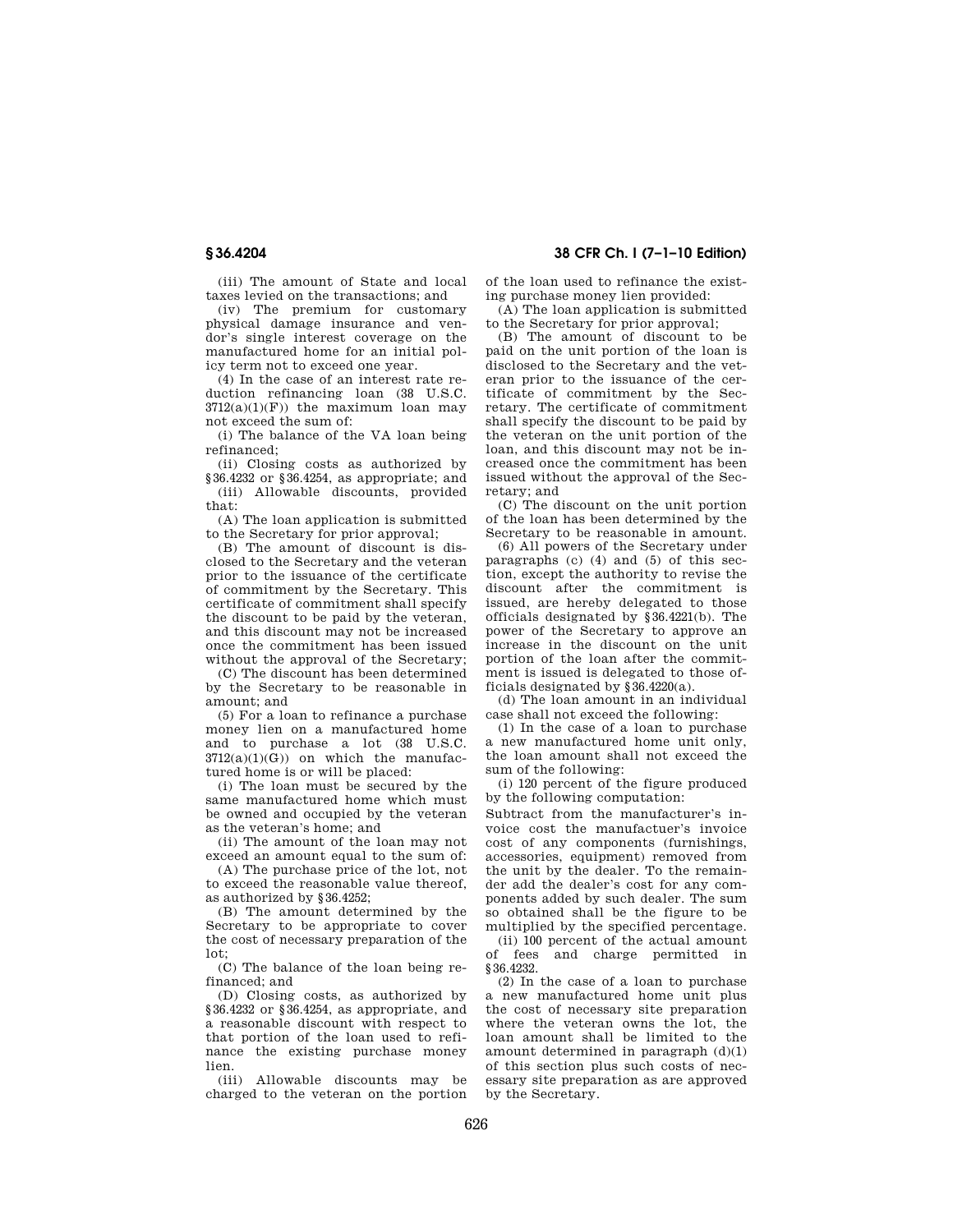(iii) The amount of State and local taxes levied on the transactions; and

(iv) The premium for customary physical damage insurance and vendor's single interest coverage on the manufactured home for an initial policy term not to exceed one year.

(4) In the case of an interest rate reduction refinancing loan (38 U.S.C. 3712(a)(1)(F)) the maximum loan may not exceed the sum of:

(i) The balance of the VA loan being refinanced;

(ii) Closing costs as authorized by §36.4232 or §36.4254, as appropriate; and

(iii) Allowable discounts, provided that:

(A) The loan application is submitted to the Secretary for prior approval;

(B) The amount of discount is disclosed to the Secretary and the veteran prior to the issuance of the certificate of commitment by the Secretary. This certificate of commitment shall specify the discount to be paid by the veteran, and this discount may not be increased once the commitment has been issued without the approval of the Secretary;

(C) The discount has been determined by the Secretary to be reasonable in amount; and

(5) For a loan to refinance a purchase money lien on a manufactured home and to purchase a lot (38 U.S.C. 3712(a)(1)(G)) on which the manufactured home is or will be placed:

(i) The loan must be secured by the same manufactured home which must be owned and occupied by the veteran as the veteran's home; and

(ii) The amount of the loan may not exceed an amount equal to the sum of:

(A) The purchase price of the lot, not to exceed the reasonable value thereof, as authorized by §36.4252;

(B) The amount determined by the Secretary to be appropriate to cover the cost of necessary preparation of the lot;

(C) The balance of the loan being refinanced; and

(D) Closing costs, as authorized by §36.4232 or §36.4254, as appropriate, and a reasonable discount with respect to that portion of the loan used to refinance the existing purchase money lien.

(iii) Allowable discounts may be charged to the veteran on the portion of the loan used to refinance the existing purchase money lien provided:

(A) The loan application is submitted to the Secretary for prior approval;

(B) The amount of discount to be paid on the unit portion of the loan is disclosed to the Secretary and the veteran prior to the issuance of the certificate of commitment by the Secretary. The certificate of commitment shall specify the discount to be paid by the veteran on the unit portion of the loan, and this discount may not be increased once the commitment has been issued without the approval of the Secretary; and

(C) The discount on the unit portion of the loan has been determined by the Secretary to be reasonable in amount.

(6) All powers of the Secretary under paragraphs (c) (4) and (5) of this section, except the authority to revise the discount after the commitment is issued, are hereby delegated to those officials designated by §36.4221(b). The power of the Secretary to approve an increase in the discount on the unit portion of the loan after the commitment is issued is delegated to those officials designated by §36.4220(a).

(d) The loan amount in an individual case shall not exceed the following:

(1) In the case of a loan to purchase a new manufactured home unit only, the loan amount shall not exceed the sum of the following:

(i) 120 percent of the figure produced by the following computation:

Subtract from the manufacturer's invoice cost the manufactuer's invoice cost of any components (furnishings, accessories, equipment) removed from the unit by the dealer. To the remainder add the dealer's cost for any components added by such dealer. The sum so obtained shall be the figure to be multiplied by the specified percentage.

(ii) 100 percent of the actual amount of fees and charge permitted in §36.4232.

(2) In the case of a loan to purchase a new manufactured home unit plus the cost of necessary site preparation where the veteran owns the lot, the loan amount shall be limited to the amount determined in paragraph (d)(1) of this section plus such costs of necessary site preparation as are approved by the Secretary.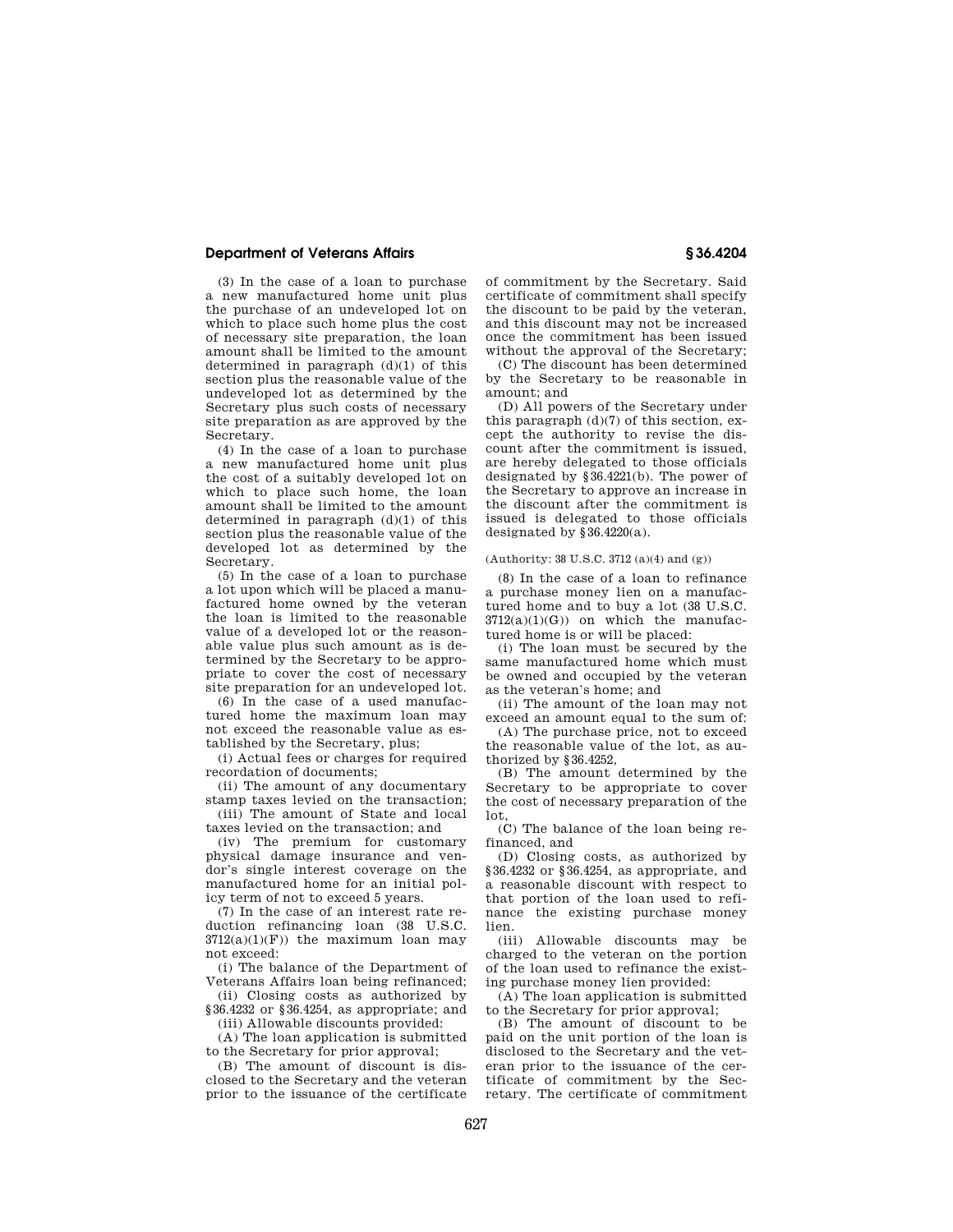(3) In the case of a loan to purchase a new manufactured home unit plus the purchase of an undeveloped lot on which to place such home plus the cost of necessary site preparation, the loan amount shall be limited to the amount determined in paragraph (d)(1) of this section plus the reasonable value of the undeveloped lot as determined by the Secretary plus such costs of necessary site preparation as are approved by the Secretary.

(4) In the case of a loan to purchase a new manufactured home unit plus the cost of a suitably developed lot on which to place such home, the loan amount shall be limited to the amount determined in paragraph (d)(1) of this section plus the reasonable value of the developed lot as determined by the Secretary.

(5) In the case of a loan to purchase a lot upon which will be placed a manufactured home owned by the veteran the loan is limited to the reasonable value of a developed lot or the reasonable value plus such amount as is determined by the Secretary to be appropriate to cover the cost of necessary site preparation for an undeveloped lot.

(6) In the case of a used manufactured home the maximum loan may not exceed the reasonable value as established by the Secretary, plus;

(i) Actual fees or charges for required recordation of documents;

(ii) The amount of any documentary stamp taxes levied on the transaction;

(iii) The amount of State and local taxes levied on the transaction; and

(iv) The premium for customary physical damage insurance and vendor's single interest coverage on the manufactured home for an initial policy term of not to exceed 5 years.

(7) In the case of an interest rate reduction refinancing loan (38 U.S.C. 3712(a)(1)(F)) the maximum loan may not exceed:

(i) The balance of the Department of Veterans Affairs loan being refinanced;

(ii) Closing costs as authorized by §36.4232 or §36.4254, as appropriate; and

(iii) Allowable discounts provided:

(A) The loan application is submitted to the Secretary for prior approval;

(B) The amount of discount is disclosed to the Secretary and the veteran prior to the issuance of the certificate of commitment by the Secretary. Said certificate of commitment shall specify the discount to be paid by the veteran, and this discount may not be increased once the commitment has been issued without the approval of the Secretary;

(C) The discount has been determined by the Secretary to be reasonable in amount; and

(D) All powers of the Secretary under this paragraph (d)(7) of this section, except the authority to revise the discount after the commitment is issued, are hereby delegated to those officials designated by §36.4221(b). The power of the Secretary to approve an increase in the discount after the commitment is issued is delegated to those officials designated by §36.4220(a).

(Authority: 38 U.S.C. 3712 (a)(4) and (g))

(8) In the case of a loan to refinance a purchase money lien on a manufactured home and to buy a lot (38 U.S.C. 3712(a)(1)(G)) on which the manufactured home is or will be placed:

(i) The loan must be secured by the same manufactured home which must be owned and occupied by the veteran as the veteran's home; and

(ii) The amount of the loan may not exceed an amount equal to the sum of:

(A) The purchase price, not to exceed the reasonable value of the lot, as authorized by §36.4252,

(B) The amount determined by the Secretary to be appropriate to cover the cost of necessary preparation of the lot,

(C) The balance of the loan being refinanced, and

(D) Closing costs, as authorized by §36.4232 or §36.4254, as appropriate, and a reasonable discount with respect to that portion of the loan used to refinance the existing purchase money lien.

(iii) Allowable discounts may be charged to the veteran on the portion of the loan used to refinance the existing purchase money lien provided:

(A) The loan application is submitted to the Secretary for prior approval;

(B) The amount of discount to be paid on the unit portion of the loan is disclosed to the Secretary and the veteran prior to the issuance of the certificate of commitment by the Secretary. The certificate of commitment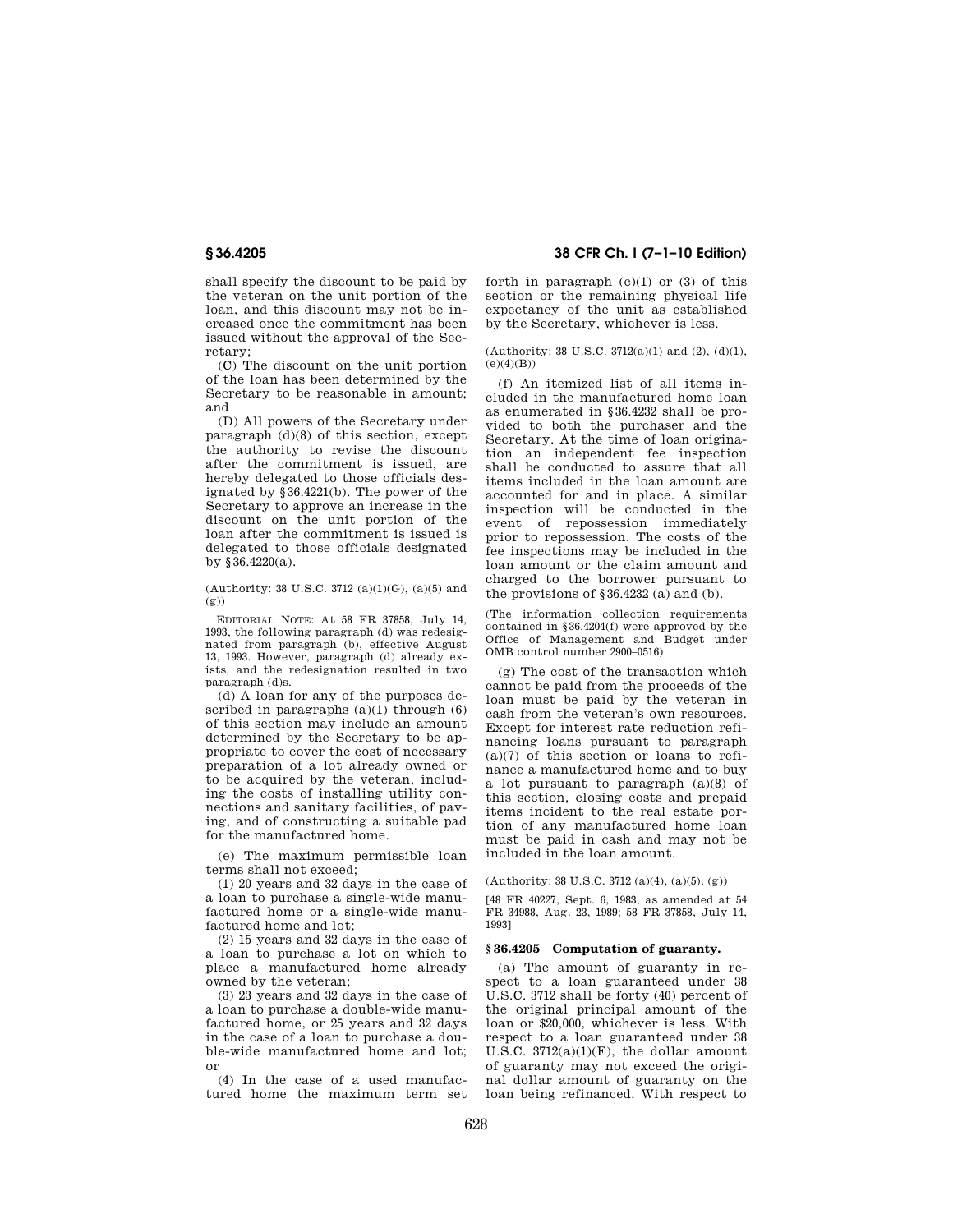shall specify the discount to be paid by the veteran on the unit portion of the loan, and this discount may not be increased once the commitment has been issued without the approval of the Secretary;

(C) The discount on the unit portion of the loan has been determined by the Secretary to be reasonable in amount; and

(D) All powers of the Secretary under paragraph (d)(8) of this section, except the authority to revise the discount after the commitment is issued, are hereby delegated to those officials designated by §36.4221(b). The power of the Secretary to approve an increase in the discount on the unit portion of the loan after the commitment is issued is delegated to those officials designated by §36.4220(a).

(Authority: 38 U.S.C. 3712 (a)(1)(G), (a)(5) and (g))

EDITORIAL NOTE: At 58 FR 37858, July 14, 1993, the following paragraph (d) was redesignated from paragraph (b), effective August 13, 1993. However, paragraph (d) already exists, and the redesignation resulted in two paragraph (d)s.

(d) A loan for any of the purposes described in paragraphs (a)(1) through (6) of this section may include an amount determined by the Secretary to be appropriate to cover the cost of necessary preparation of a lot already owned or to be acquired by the veteran, including the costs of installing utility connections and sanitary facilities, of paving, and of constructing a suitable pad for the manufactured home.

(e) The maximum permissible loan terms shall not exceed;

(1) 20 years and 32 days in the case of a loan to purchase a single-wide manufactured home or a single-wide manufactured home and lot;

(2) 15 years and 32 days in the case of a loan to purchase a lot on which to place a manufactured home already owned by the veteran;

(3) 23 years and 32 days in the case of a loan to purchase a double-wide manufactured home, or 25 years and 32 days in the case of a loan to purchase a double-wide manufactured home and lot; or

(4) In the case of a used manufactured home the maximum term set forth in paragraph (c)(1) or (3) of this section or the remaining physical life expectancy of the unit as established by the Secretary, whichever is less.

(Authority: 38 U.S.C. 3712(a)(1) and (2), (d)(1), (e)(4)(B))

(f) An itemized list of all items included in the manufactured home loan as enumerated in §36.4232 shall be provided to both the purchaser and the Secretary. At the time of loan origination an independent fee inspection shall be conducted to assure that all items included in the loan amount are accounted for and in place. A similar inspection will be conducted in the event of repossession immediately prior to repossession. The costs of the fee inspections may be included in the loan amount or the claim amount and charged to the borrower pursuant to the provisions of §36.4232 (a) and (b).

(The information collection requirements contained in §36.4204(f) were approved by the Office of Management and Budget under OMB control number 2900–0516)

(g) The cost of the transaction which cannot be paid from the proceeds of the loan must be paid by the veteran in cash from the veteran's own resources. Except for interest rate reduction refinancing loans pursuant to paragraph (a)(7) of this section or loans to refinance a manufactured home and to buy a lot pursuant to paragraph (a)(8) of this section, closing costs and prepaid items incident to the real estate portion of any manufactured home loan must be paid in cash and may not be included in the loan amount.

(Authority: 38 U.S.C. 3712 (a)(4), (a)(5), (g))

[48 FR 40227, Sept. 6, 1983, as amended at 54 FR 34988, Aug. 23, 1989; 58 FR 37858, July 14, 1993]

### §36.4205 Computation of guaranty.

(a) The amount of guaranty in respect to a loan guaranteed under 38 U.S.C. 3712 shall be forty (40) percent of the original principal amount of the loan or $20,000, whichever is less. With respect to a loan guaranteed under 38 U.S.C. 3712(a)(1)(F), the dollar amount of guaranty may not exceed the original dollar amount of guaranty on the loan being refinanced. With respect to